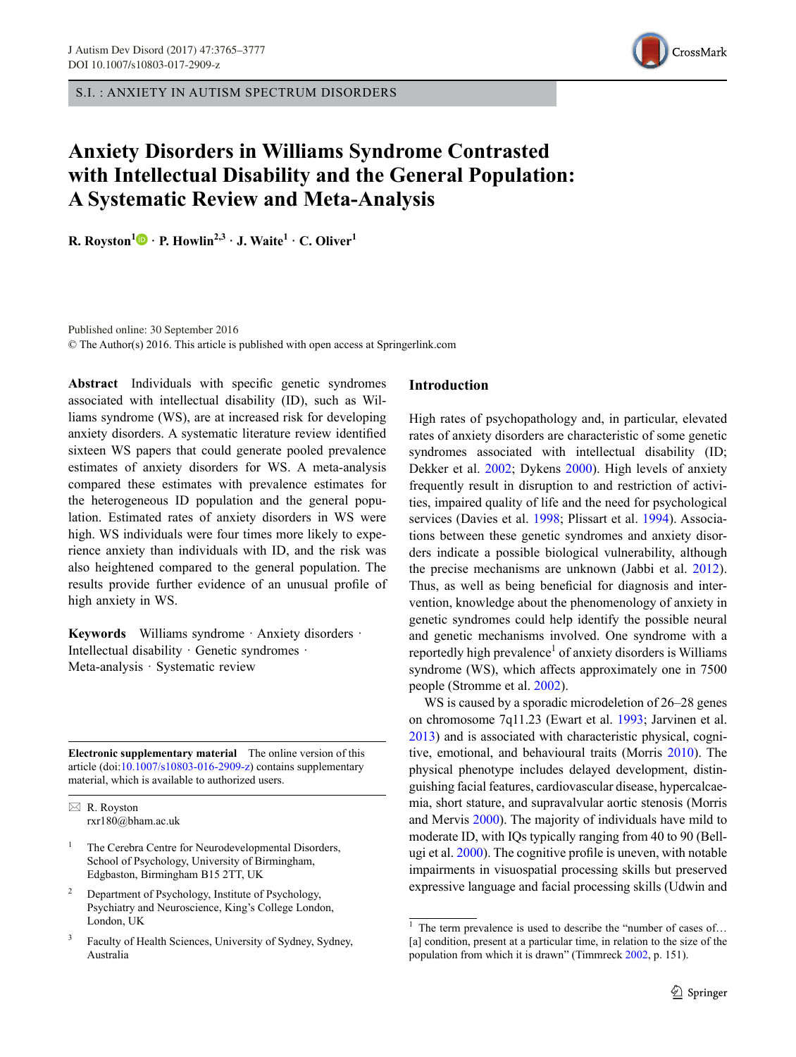S.I. : ANXIETY IN AUTISM SPECTRUM DISORDERS

# Anxiety Disorders in Williams Syndrome Contrasted with Intellectual Disability and the General Population: A Systematic Review and Meta-Analysis

**R. Royston[1] · P. Howlin[2,3] · J. Waite[1] · C. Oliver[1]**

Published online: 30 September 2016
© The Author(s) 2016. This article is published with open access at Springerlink.com

**Abstract** Individuals with specific genetic syndromes associated with intellectual disability (ID), such as Williams syndrome (WS), are at increased risk for developing anxiety disorders. A systematic literature review identified sixteen WS papers that could generate pooled prevalence estimates of anxiety disorders for WS. A meta-analysis compared these estimates with prevalence estimates for the heterogeneous ID population and the general population. Estimated rates of anxiety disorders in WS were high. WS individuals were four times more likely to experience anxiety than individuals with ID, and the risk was also heightened compared to the general population. The results provide further evidence of an unusual profile of high anxiety in WS.

**Keywords** Williams syndrome · Anxiety disorders · Intellectual disability · Genetic syndromes · Meta-analysis · Systematic review

**Electronic supplementary material** The online version of this article (doi:10.1007/s10803-016-2909-z) contains supplementary material, which is available to authorized users.

✉ R. Royston
rxr180@bham.ac.uk

[1] The Cerebra Centre for Neurodevelopmental Disorders, School of Psychology, University of Birmingham, Edgbaston, Birmingham B15 2TT, UK

[2] Department of Psychology, Institute of Psychology, Psychiatry and Neuroscience, King's College London, London, UK

[3] Faculty of Health Sciences, University of Sydney, Sydney, Australia

## Introduction

High rates of psychopathology and, in particular, elevated rates of anxiety disorders are characteristic of some genetic syndromes associated with intellectual disability (ID; Dekker et al. 2002; Dykens 2000). High levels of anxiety frequently result in disruption to and restriction of activities, impaired quality of life and the need for psychological services (Davies et al. 1998; Plissart et al. 1994). Associations between these genetic syndromes and anxiety disorders indicate a possible biological vulnerability, although the precise mechanisms are unknown (Jabbi et al. 2012). Thus, as well as being beneficial for diagnosis and intervention, knowledge about the phenomenology of anxiety in genetic syndromes could help identify the possible neural and genetic mechanisms involved. One syndrome with a reportedly high prevalence[1] of anxiety disorders is Williams syndrome (WS), which affects approximately one in 7500 people (Stromme et al. 2002).

WS is caused by a sporadic microdeletion of 26–28 genes on chromosome 7q11.23 (Ewart et al. 1993; Jarvinen et al. 2013) and is associated with characteristic physical, cognitive, emotional, and behavioural traits (Morris 2010). The physical phenotype includes delayed development, distinguishing facial features, cardiovascular disease, hypercalcaemia, short stature, and supravalvular aortic stenosis (Morris and Mervis 2000). The majority of individuals have mild to moderate ID, with IQs typically ranging from 40 to 90 (Bellugi et al. 2000). The cognitive profile is uneven, with notable impairments in visuospatial processing skills but preserved expressive language and facial processing skills (Udwin and

[1] The term prevalence is used to describe the "number of cases of… [a] condition, present at a particular time, in relation to the size of the population from which it is drawn" (Timmreck 2002, p. 151).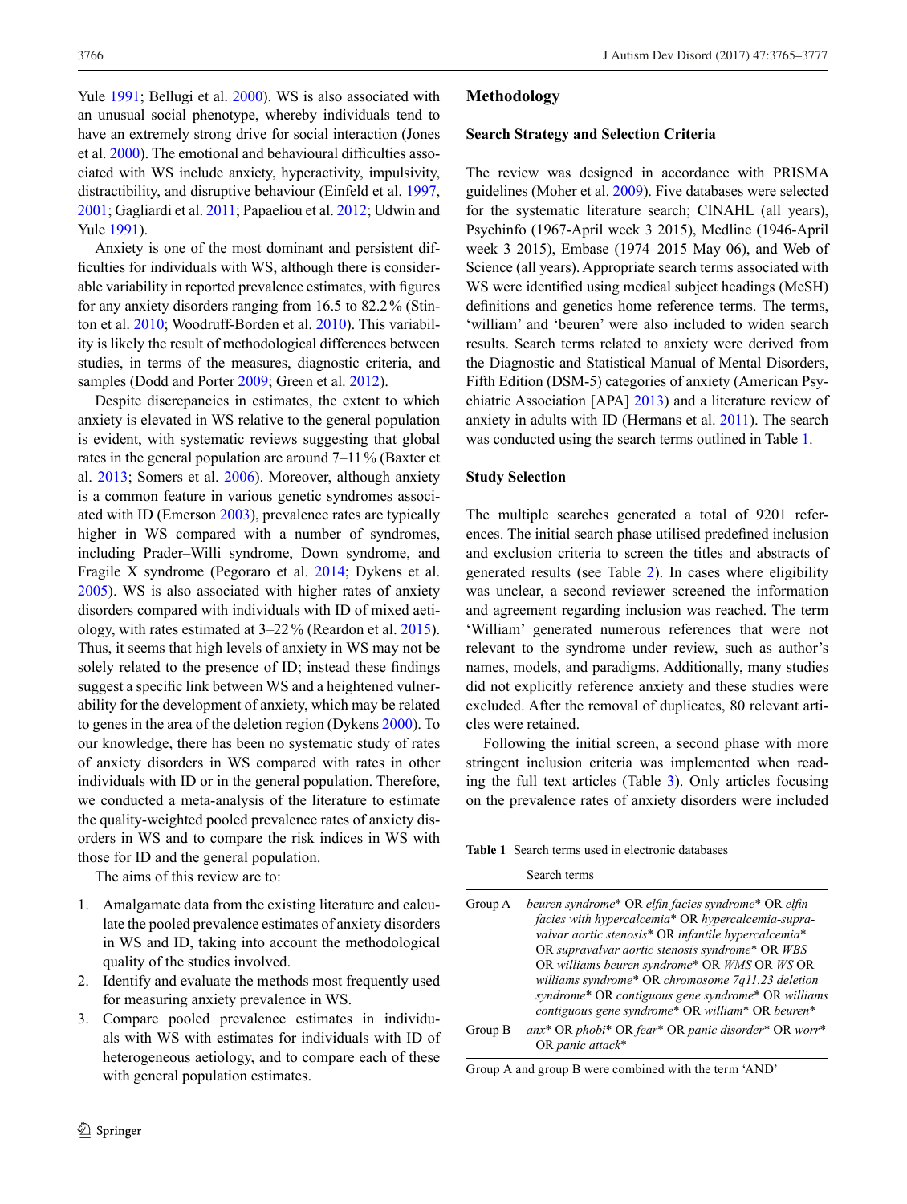Yule 1991; Bellugi et al. 2000). WS is also associated with an unusual social phenotype, whereby individuals tend to have an extremely strong drive for social interaction (Jones et al. 2000). The emotional and behavioural difficulties associated with WS include anxiety, hyperactivity, impulsivity, distractibility, and disruptive behaviour (Einfeld et al. 1997, 2001; Gagliardi et al. 2011; Papaeliou et al. 2012; Udwin and Yule 1991).

Anxiety is one of the most dominant and persistent difficulties for individuals with WS, although there is considerable variability in reported prevalence estimates, with figures for any anxiety disorders ranging from 16.5 to 82.2 % (Stinton et al. 2010; Woodruff-Borden et al. 2010). This variability is likely the result of methodological differences between studies, in terms of the measures, diagnostic criteria, and samples (Dodd and Porter 2009; Green et al. 2012).

Despite discrepancies in estimates, the extent to which anxiety is elevated in WS relative to the general population is evident, with systematic reviews suggesting that global rates in the general population are around 7–11 % (Baxter et al. 2013; Somers et al. 2006). Moreover, although anxiety is a common feature in various genetic syndromes associated with ID (Emerson 2003), prevalence rates are typically higher in WS compared with a number of syndromes, including Prader–Willi syndrome, Down syndrome, and Fragile X syndrome (Pegoraro et al. 2014; Dykens et al. 2005). WS is also associated with higher rates of anxiety disorders compared with individuals with ID of mixed aetiology, with rates estimated at 3–22 % (Reardon et al. 2015). Thus, it seems that high levels of anxiety in WS may not be solely related to the presence of ID; instead these findings suggest a specific link between WS and a heightened vulnerability for the development of anxiety, which may be related to genes in the area of the deletion region (Dykens 2000). To our knowledge, there has been no systematic study of rates of anxiety disorders in WS compared with rates in other individuals with ID or in the general population. Therefore, we conducted a meta-analysis of the literature to estimate the quality-weighted pooled prevalence rates of anxiety disorders in WS and to compare the risk indices in WS with those for ID and the general population.

The aims of this review are to:

1. Amalgamate data from the existing literature and calculate the pooled prevalence estimates of anxiety disorders in WS and ID, taking into account the methodological quality of the studies involved.
2. Identify and evaluate the methods most frequently used for measuring anxiety prevalence in WS.
3. Compare pooled prevalence estimates in individuals with WS with estimates for individuals with ID of heterogeneous aetiology, and to compare each of these with general population estimates.

## Methodology

### Search Strategy and Selection Criteria

The review was designed in accordance with PRISMA guidelines (Moher et al. 2009). Five databases were selected for the systematic literature search; CINAHL (all years), Psychinfo (1967-April week 3 2015), Medline (1946-April week 3 2015), Embase (1974–2015 May 06), and Web of Science (all years). Appropriate search terms associated with WS were identified using medical subject headings (MeSH) definitions and genetics home reference terms. The terms, 'william' and 'beuren' were also included to widen search results. Search terms related to anxiety were derived from the Diagnostic and Statistical Manual of Mental Disorders, Fifth Edition (DSM-5) categories of anxiety (American Psychiatric Association [APA] 2013) and a literature review of anxiety in adults with ID (Hermans et al. 2011). The search was conducted using the search terms outlined in Table 1.

### Study Selection

The multiple searches generated a total of 9201 references. The initial search phase utilised predefined inclusion and exclusion criteria to screen the titles and abstracts of generated results (see Table 2). In cases where eligibility was unclear, a second reviewer screened the information and agreement regarding inclusion was reached. The term 'William' generated numerous references that were not relevant to the syndrome under review, such as author's names, models, and paradigms. Additionally, many studies did not explicitly reference anxiety and these studies were excluded. After the removal of duplicates, 80 relevant articles were retained.

Following the initial screen, a second phase with more stringent inclusion criteria was implemented when reading the full text articles (Table 3). Only articles focusing on the prevalence rates of anxiety disorders were included

**Table 1** Search terms used in electronic databases

| | Search terms |
|---|---|
| Group A | *beuren syndrome** OR *elfin facies syndrome** OR *elfin facies with hypercalcemia** OR *hypercalcemia-supravalvar aortic stenosis** OR *infantile hypercalcemia** OR *supravalvar aortic stenosis syndrome** OR *WBS* OR *williams beuren syndrome** OR *WMS* OR *WS* OR *williams syndrome** OR *chromosome 7q11.23 deletion syndrome** OR *contiguous gene syndrome** OR *williams contiguous gene syndrome** OR *william** OR *beuren** |
| Group B | *anx** OR *phobi** OR *fear** OR *panic disorder** OR *worr** OR *panic attack** |

Group A and group B were combined with the term 'AND'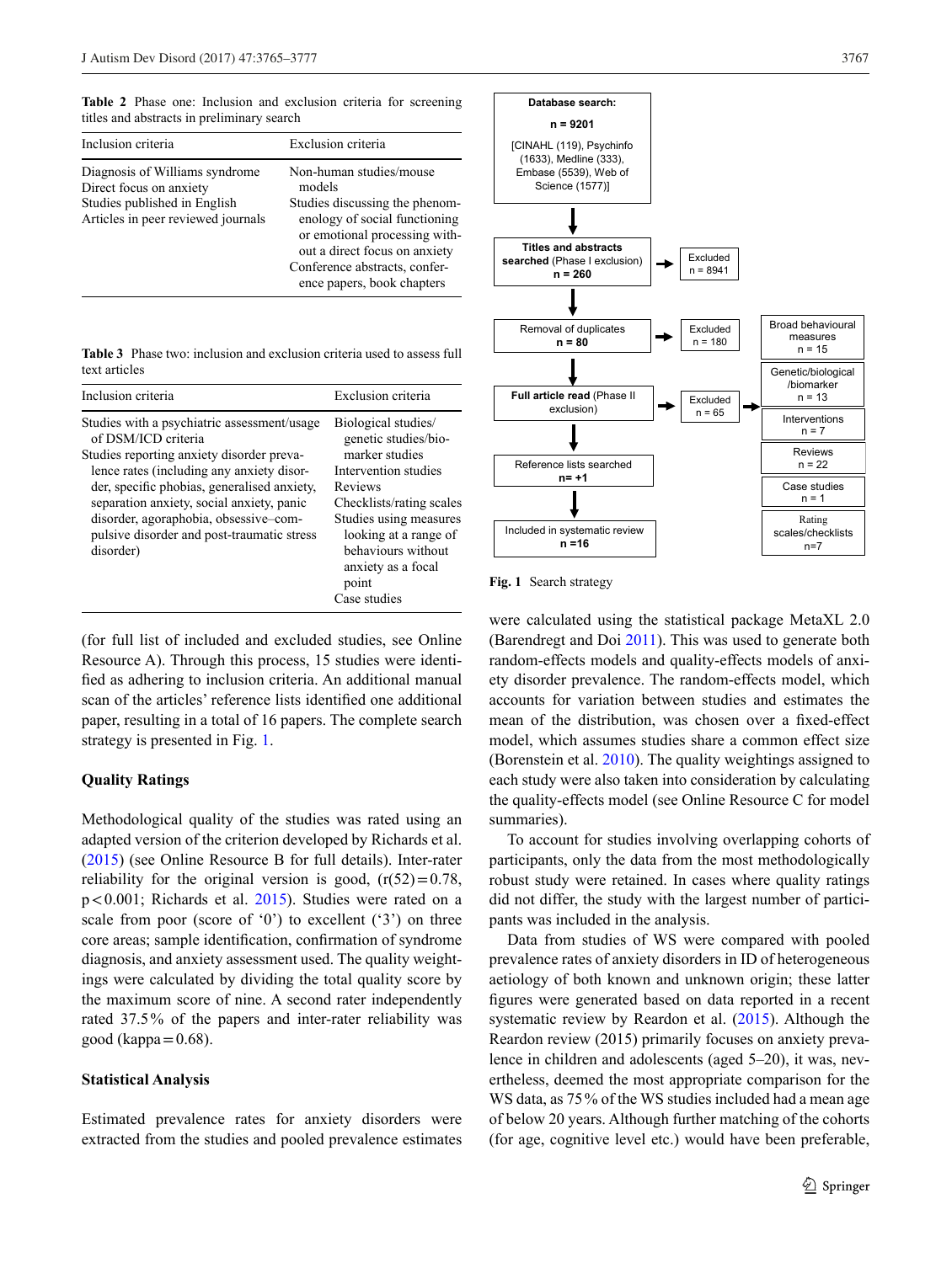**Table 2** Phase one: Inclusion and exclusion criteria for screening titles and abstracts in preliminary search

| Inclusion criteria | Exclusion criteria |
|---|---|
| Diagnosis of Williams syndrome<br>Direct focus on anxiety<br>Studies published in English<br>Articles in peer reviewed journals | Non-human studies/mouse models<br>Studies discussing the phenomenology of social functioning or emotional processing without a direct focus on anxiety<br>Conference abstracts, conference papers, book chapters |

**Table 3** Phase two: inclusion and exclusion criteria used to assess full text articles

| Inclusion criteria | Exclusion criteria |
|---|---|
| Studies with a psychiatric assessment/usage of DSM/ICD criteria<br>Studies reporting anxiety disorder prevalence rates (including any anxiety disorder, specific phobias, generalised anxiety, separation anxiety, social anxiety, panic disorder, agoraphobia, obsessive–compulsive disorder and post-traumatic stress disorder) | Biological studies/genetic studies/biomarker studies<br>Intervention studies<br>Reviews<br>Checklists/rating scales<br>Studies using measures looking at a range of behaviours without anxiety as a focal point<br>Case studies |

(for full list of included and excluded studies, see Online Resource A). Through this process, 15 studies were identified as adhering to inclusion criteria. An additional manual scan of the articles' reference lists identified one additional paper, resulting in a total of 16 papers. The complete search strategy is presented in Fig. 1.

**Database search:** n = 9201 [CINAHL (119), Psychinfo (1633), Medline (333), Embase (5539), Web of Science (1577)]
→ **Titles and abstracts searched** (Phase I exclusion) n = 260 — Excluded n = 8941
→ **Removal of duplicates** n = 80 — Excluded n = 180
→ **Full article read** (Phase II exclusion) — Excluded n = 65 (Broad behavioural measures n = 15; Genetic/biological/biomarker n = 13; Interventions n = 7; Reviews n = 22; Case studies n = 1; Rating scales/checklists n=7)
→ Reference lists searched **n= +1**
→ Included in systematic review **n =16**

Fig. 1 Search strategy

### Quality Ratings

Methodological quality of the studies was rated using an adapted version of the criterion developed by Richards et al. (2015) (see Online Resource B for full details). Inter-rater reliability for the original version is good, ($r(52) = 0.78$, $p < 0.001$; Richards et al. 2015). Studies were rated on a scale from poor (score of '0') to excellent ('3') on three core areas; sample identification, confirmation of syndrome diagnosis, and anxiety assessment used. The quality weightings were calculated by dividing the total quality score by the maximum score of nine. A second rater independently rated 37.5% of the papers and inter-rater reliability was good (kappa = 0.68).

### Statistical Analysis

Estimated prevalence rates for anxiety disorders were extracted from the studies and pooled prevalence estimates were calculated using the statistical package MetaXL 2.0 (Barendregt and Doi 2011). This was used to generate both random-effects models and quality-effects models of anxiety disorder prevalence. The random-effects model, which accounts for variation between studies and estimates the mean of the distribution, was chosen over a fixed-effect model, which assumes studies share a common effect size (Borenstein et al. 2010). The quality weightings assigned to each study were also taken into consideration by calculating the quality-effects model (see Online Resource C for model summaries).

To account for studies involving overlapping cohorts of participants, only the data from the most methodologically robust study were retained. In cases where quality ratings did not differ, the study with the largest number of participants was included in the analysis.

Data from studies of WS were compared with pooled prevalence rates of anxiety disorders in ID of heterogeneous aetiology of both known and unknown origin; these latter figures were generated based on data reported in a recent systematic review by Reardon et al. (2015). Although the Reardon review (2015) primarily focuses on anxiety prevalence in children and adolescents (aged 5–20), it was, nevertheless, deemed the most appropriate comparison for the WS data, as 75% of the WS studies included had a mean age of below 20 years. Although further matching of the cohorts (for age, cognitive level etc.) would have been preferable,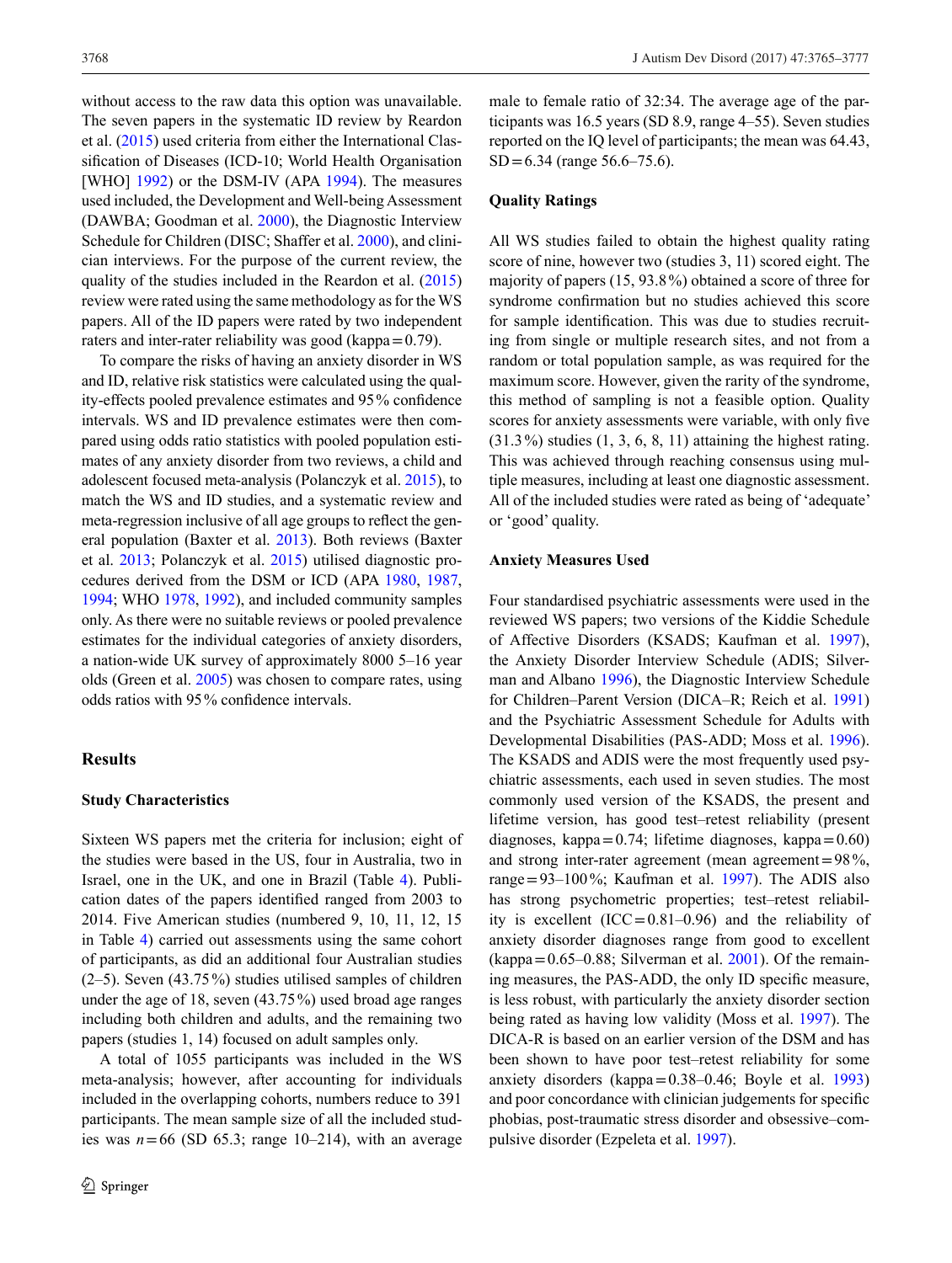without access to the raw data this option was unavailable. The seven papers in the systematic ID review by Reardon et al. (2015) used criteria from either the International Classification of Diseases (ICD-10; World Health Organisation [WHO] 1992) or the DSM-IV (APA 1994). The measures used included, the Development and Well-being Assessment (DAWBA; Goodman et al. 2000), the Diagnostic Interview Schedule for Children (DISC; Shaffer et al. 2000), and clinician interviews. For the purpose of the current review, the quality of the studies included in the Reardon et al. (2015) review were rated using the same methodology as for the WS papers. All of the ID papers were rated by two independent raters and inter-rater reliability was good (kappa = 0.79).

To compare the risks of having an anxiety disorder in WS and ID, relative risk statistics were calculated using the quality-effects pooled prevalence estimates and 95% confidence intervals. WS and ID prevalence estimates were then compared using odds ratio statistics with pooled population estimates of any anxiety disorder from two reviews, a child and adolescent focused meta-analysis (Polanczyk et al. 2015), to match the WS and ID studies, and a systematic review and meta-regression inclusive of all age groups to reflect the general population (Baxter et al. 2013). Both reviews (Baxter et al. 2013; Polanczyk et al. 2015) utilised diagnostic procedures derived from the DSM or ICD (APA 1980, 1987, 1994; WHO 1978, 1992), and included community samples only. As there were no suitable reviews or pooled prevalence estimates for the individual categories of anxiety disorders, a nation-wide UK survey of approximately 8000 5–16 year olds (Green et al. 2005) was chosen to compare rates, using odds ratios with 95% confidence intervals.

## Results

### Study Characteristics

Sixteen WS papers met the criteria for inclusion; eight of the studies were based in the US, four in Australia, two in Israel, one in the UK, and one in Brazil (Table 4). Publication dates of the papers identified ranged from 2003 to 2014. Five American studies (numbered 9, 10, 11, 12, 15 in Table 4) carried out assessments using the same cohort of participants, as did an additional four Australian studies (2–5). Seven (43.75%) studies utilised samples of children under the age of 18, seven (43.75%) used broad age ranges including both children and adults, and the remaining two papers (studies 1, 14) focused on adult samples only.

A total of 1055 participants was included in the WS meta-analysis; however, after accounting for individuals included in the overlapping cohorts, numbers reduce to 391 participants. The mean sample size of all the included studies was $n = 66$ (SD 65.3; range 10–214), with an average male to female ratio of 32:34. The average age of the participants was 16.5 years (SD 8.9, range 4–55). Seven studies reported on the IQ level of participants; the mean was 64.43, SD = 6.34 (range 56.6–75.6).

### Quality Ratings

All WS studies failed to obtain the highest quality rating score of nine, however two (studies 3, 11) scored eight. The majority of papers (15, 93.8%) obtained a score of three for syndrome confirmation but no studies achieved this score for sample identification. This was due to studies recruiting from single or multiple research sites, and not from a random or total population sample, as was required for the maximum score. However, given the rarity of the syndrome, this method of sampling is not a feasible option. Quality scores for anxiety assessments were variable, with only five (31.3%) studies (1, 3, 6, 8, 11) attaining the highest rating. This was achieved through reaching consensus using multiple measures, including at least one diagnostic assessment. All of the included studies were rated as being of 'adequate' or 'good' quality.

### Anxiety Measures Used

Four standardised psychiatric assessments were used in the reviewed WS papers; two versions of the Kiddie Schedule of Affective Disorders (KSADS; Kaufman et al. 1997), the Anxiety Disorder Interview Schedule (ADIS; Silverman and Albano 1996), the Diagnostic Interview Schedule for Children–Parent Version (DICA–R; Reich et al. 1991) and the Psychiatric Assessment Schedule for Adults with Developmental Disabilities (PAS-ADD; Moss et al. 1996). The KSADS and ADIS were the most frequently used psychiatric assessments, each used in seven studies. The most commonly used version of the KSADS, the present and lifetime version, has good test–retest reliability (present diagnoses, kappa = 0.74; lifetime diagnoses, kappa = 0.60) and strong inter-rater agreement (mean agreement = 98%, range = 93–100%; Kaufman et al. 1997). The ADIS also has strong psychometric properties; test–retest reliability is excellent (ICC = 0.81–0.96) and the reliability of anxiety disorder diagnoses range from good to excellent (kappa = 0.65–0.88; Silverman et al. 2001). Of the remaining measures, the PAS-ADD, the only ID specific measure, is less robust, with particularly the anxiety disorder section being rated as having low validity (Moss et al. 1997). The DICA-R is based on an earlier version of the DSM and has been shown to have poor test–retest reliability for some anxiety disorders (kappa = 0.38–0.46; Boyle et al. 1993) and poor concordance with clinician judgements for specific phobias, post-traumatic stress disorder and obsessive–compulsive disorder (Ezpeleta et al. 1997).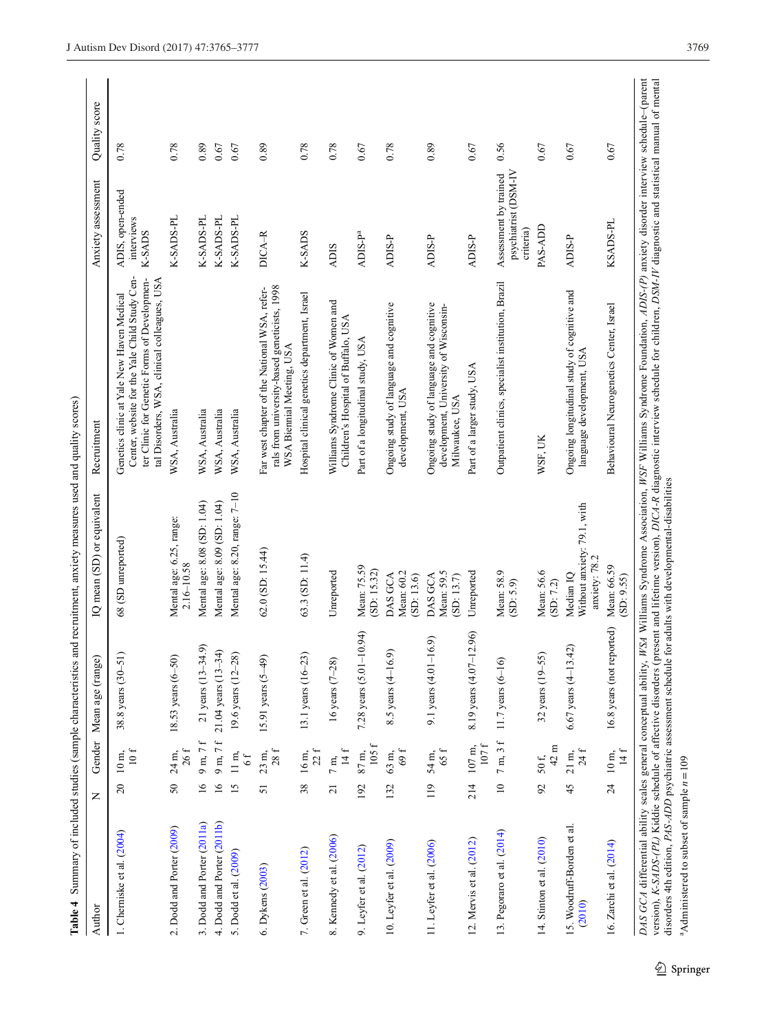**Table 4** Summary of included studies (sample characteristics and recruitment, anxiety measures used and quality scores)

| Author | N | Gender | Mean age (range) | IQ mean (SD) or equivalent | Recruitment | Anxiety assessment | Quality score |
|---|---|---|---|---|---|---|---|
| 1. Cherniske et al. (2004) | 20 | 10 m, 10 f | 38.8 years (30–51) | 68 (SD unreported) | Genetics clinic at Yale New Haven Medical Center, website for the Yale Child Study Center Clinic for Genetic Forms of Developmental Disorders, WSA, clinical colleagues, USA | ADIS, open-ended interviews K-SADS | 0.78 |
| 2. Dodd and Porter (2009) | 50 | 24 m, 26 f | 18.53 years (6–50) | Mental age: 6.25, range: 2.16–10.58 | WSA, Australia | K-SADS-PL | 0.78 |
| 3. Dodd and Porter (2011a) | 16 | 9 m, 7 f | 21 years (13–34.9) | Mental age: 8.08 (SD: 1.04) | WSA, Australia | K-SADS-PL | 0.89 |
| 4. Dodd and Porter (2011b) | 16 | 9 m, 7 f | 21.04 years (13–34) | Mental age: 8.09 (SD: 1.04) | WSA, Australia | K-SADS-PL | 0.67 |
| 5. Dodd et al. (2009) | 15 | 11 m, 6 f | 19.6 years (12–28) | Mental age: 8.20, range: 7–10 | WSA, Australia | K-SADS-PL | 0.67 |
| 6. Dykens (2003) | 51 | 23 m, 28 f | 15.91 years (5–49) | 62.0 (SD: 15.44) | Far west chapter of the National WSA, referrals from university-based geneticists, 1998 WSA Biennial Meeting, USA | DICA–R | 0.89 |
| 7. Green et al. (2012) | 38 | 16 m, 22 f | 13.1 years (16–23) | 63.3 (SD: 11.4) | Hospital clinical genetics department, Israel | K-SADS | 0.78 |
| 8. Kennedy et al. (2006) | 21 | 7 m, 14 f | 16 years (7–28) | Unreported | Williams Syndrome Clinic of Women and Children's Hospital of Buffalo, USA | ADIS | 0.78 |
| 9. Leyfer et al. (2012) | 192 | 87 m, 105 f | 7.28 years (5.01–10.94) | Mean: 75.59 (SD: 15.32) | Part of a longitudinal study, USA | ADIS-P[a] | 0.67 |
| 10. Leyfer et al. (2009) | 132 | 63 m, 69 f | 8.5 years (4–16.9) | DAS GCA Mean: 60.2 (SD: 13.6) | Ongoing study of language and cognitive development, USA | ADIS-P | 0.78 |
| 11. Leyfer et al. (2006) | 119 | 54 m, 65 f | 9.1 years (4.01–16.9) | DAS GCA Mean: 59.5 (SD: 13.7) | Ongoing study of language and cognitive development, University of Wisconsin-Milwaukee, USA | ADIS-P | 0.89 |
| 12. Mervis et al. (2012) | 214 | 107 m, 107 f | 8.19 years (4.07–12.96) | Unreported | Part of a larger study, USA | ADIS-P | 0.67 |
| 13. Pegoraro et al. (2014) | 10 | 7 m, 3 f | 11.7 years (6–16) | Mean: 58.9 (SD: 5.9) | Outpatient clinics, specialist institution, Brazil | Assessment by trained psychiatrist (DSM-IV criteria) | 0.56 |
| 14. Stinton et al. (2010) | 92 | 50 f, 42 m | 32 years (19–55) | Mean: 56.6 (SD: 7.2) | WSF, UK | PAS-ADD | 0.67 |
| 15. Woodruff-Borden et al. (2010) | 45 | 21 m, 24 f | 6.67 years (4–13.42) | Median IQ Without anxiety: 79.1, with anxiety: 78.2 | Ongoing longitudinal study of cognitive and language development, USA | ADIS-P | 0.67 |
| 16. Zarchi et al. (2014) | 24 | 10 m, 14 f | 16.8 years (not reported) | Mean: 66.59 (SD: 9.55) | Behavioural Neurogenetics Center, Israel | KSADS-PL | 0.67 |

*DAS GCA* differential ability scales general conceptual ability, *WSA* Williams Syndrome Association, *WSF* Williams Syndrome Foundation, *ADIS-(P)* anxiety disorder interview schedule–(parent version), *K-SADS-(PL)* Kiddie schedule of affective disorders (present and lifetime version), *DICA-R* diagnostic interview schedule for children, *DSM-IV* diagnostic and statistical manual of mental disorders 4th edition, *PAS-ADD* psychiatric assessment schedule for adults with developmental-disabilities

[a]Administered to subset of sample $n = 109$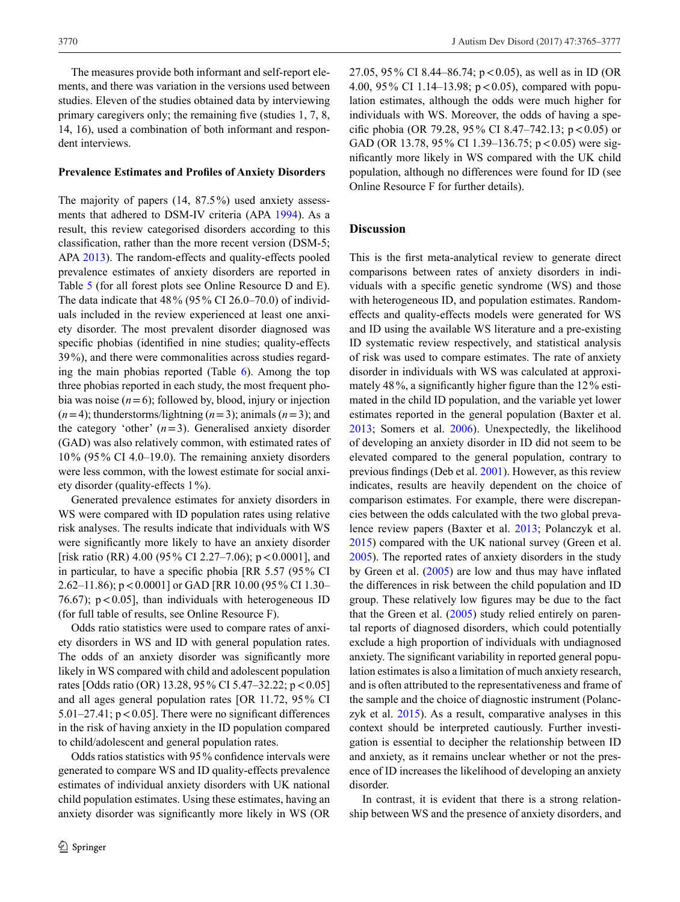The measures provide both informant and self-report elements, and there was variation in the versions used between studies. Eleven of the studies obtained data by interviewing primary caregivers only; the remaining five (studies 1, 7, 8, 14, 16), used a combination of both informant and respondent interviews.

### Prevalence Estimates and Profiles of Anxiety Disorders

The majority of papers (14, 87.5%) used anxiety assessments that adhered to DSM-IV criteria (APA 1994). As a result, this review categorised disorders according to this classification, rather than the more recent version (DSM-5; APA 2013). The random-effects and quality-effects pooled prevalence estimates of anxiety disorders are reported in Table 5 (for all forest plots see Online Resource D and E). The data indicate that 48% (95% CI 26.0–70.0) of individuals included in the review experienced at least one anxiety disorder. The most prevalent disorder diagnosed was specific phobias (identified in nine studies; quality-effects 39%), and there were commonalities across studies regarding the main phobias reported (Table 6). Among the top three phobias reported in each study, the most frequent phobia was noise ($n = 6$); followed by, blood, injury or injection ($n = 4$); thunderstorms/lightning ($n = 3$); animals ($n = 3$); and the category 'other' ($n = 3$). Generalised anxiety disorder (GAD) was also relatively common, with estimated rates of 10% (95% CI 4.0–19.0). The remaining anxiety disorders were less common, with the lowest estimate for social anxiety disorder (quality-effects 1%).

Generated prevalence estimates for anxiety disorders in WS were compared with ID population rates using relative risk analyses. The results indicate that individuals with WS were significantly more likely to have an anxiety disorder [risk ratio (RR) 4.00 (95% CI 2.27–7.06); $p < 0.0001$], and in particular, to have a specific phobia [RR 5.57 (95% CI 2.62–11.86); $p < 0.0001$] or GAD [RR 10.00 (95% CI 1.30–76.67); $p < 0.05$], than individuals with heterogeneous ID (for full table of results, see Online Resource F).

Odds ratio statistics were used to compare rates of anxiety disorders in WS and ID with general population rates. The odds of an anxiety disorder was significantly more likely in WS compared with child and adolescent population rates [Odds ratio (OR) 13.28, 95% CI 5.47–32.22; $p < 0.05$] and all ages general population rates [OR 11.72, 95% CI 5.01–27.41; $p < 0.05$]. There were no significant differences in the risk of having anxiety in the ID population compared to child/adolescent and general population rates.

Odds ratios statistics with 95% confidence intervals were generated to compare WS and ID quality-effects prevalence estimates of individual anxiety disorders with UK national child population estimates. Using these estimates, having an anxiety disorder was significantly more likely in WS (OR 27.05, 95% CI 8.44–86.74; $p < 0.05$), as well as in ID (OR 4.00, 95% CI 1.14–13.98; $p < 0.05$), compared with population estimates, although the odds were much higher for individuals with WS. Moreover, the odds of having a specific phobia (OR 79.28, 95% CI 8.47–742.13; $p < 0.05$) or GAD (OR 13.78, 95% CI 1.39–136.75; $p < 0.05$) were significantly more likely in WS compared with the UK child population, although no differences were found for ID (see Online Resource F for further details).

## Discussion

This is the first meta-analytical review to generate direct comparisons between rates of anxiety disorders in individuals with a specific genetic syndrome (WS) and those with heterogeneous ID, and population estimates. Random-effects and quality-effects models were generated for WS and ID using the available WS literature and a pre-existing ID systematic review respectively, and statistical analysis of risk was used to compare estimates. The rate of anxiety disorder in individuals with WS was calculated at approximately 48%, a significantly higher figure than the 12% estimated in the child ID population, and the variable yet lower estimates reported in the general population (Baxter et al. 2013; Somers et al. 2006). Unexpectedly, the likelihood of developing an anxiety disorder in ID did not seem to be elevated compared to the general population, contrary to previous findings (Deb et al. 2001). However, as this review indicates, results are heavily dependent on the choice of comparison estimates. For example, there were discrepancies between the odds calculated with the two global prevalence review papers (Baxter et al. 2013; Polanczyk et al. 2015) compared with the UK national survey (Green et al. 2005). The reported rates of anxiety disorders in the study by Green et al. (2005) are low and thus may have inflated the differences in risk between the child population and ID group. These relatively low figures may be due to the fact that the Green et al. (2005) study relied entirely on parental reports of diagnosed disorders, which could potentially exclude a high proportion of individuals with undiagnosed anxiety. The significant variability in reported general population estimates is also a limitation of much anxiety research, and is often attributed to the representativeness and frame of the sample and the choice of diagnostic instrument (Polanczyk et al. 2015). As a result, comparative analyses in this context should be interpreted cautiously. Further investigation is essential to decipher the relationship between ID and anxiety, as it remains unclear whether or not the presence of ID increases the likelihood of developing an anxiety disorder.

In contrast, it is evident that there is a strong relationship between WS and the presence of anxiety disorders, and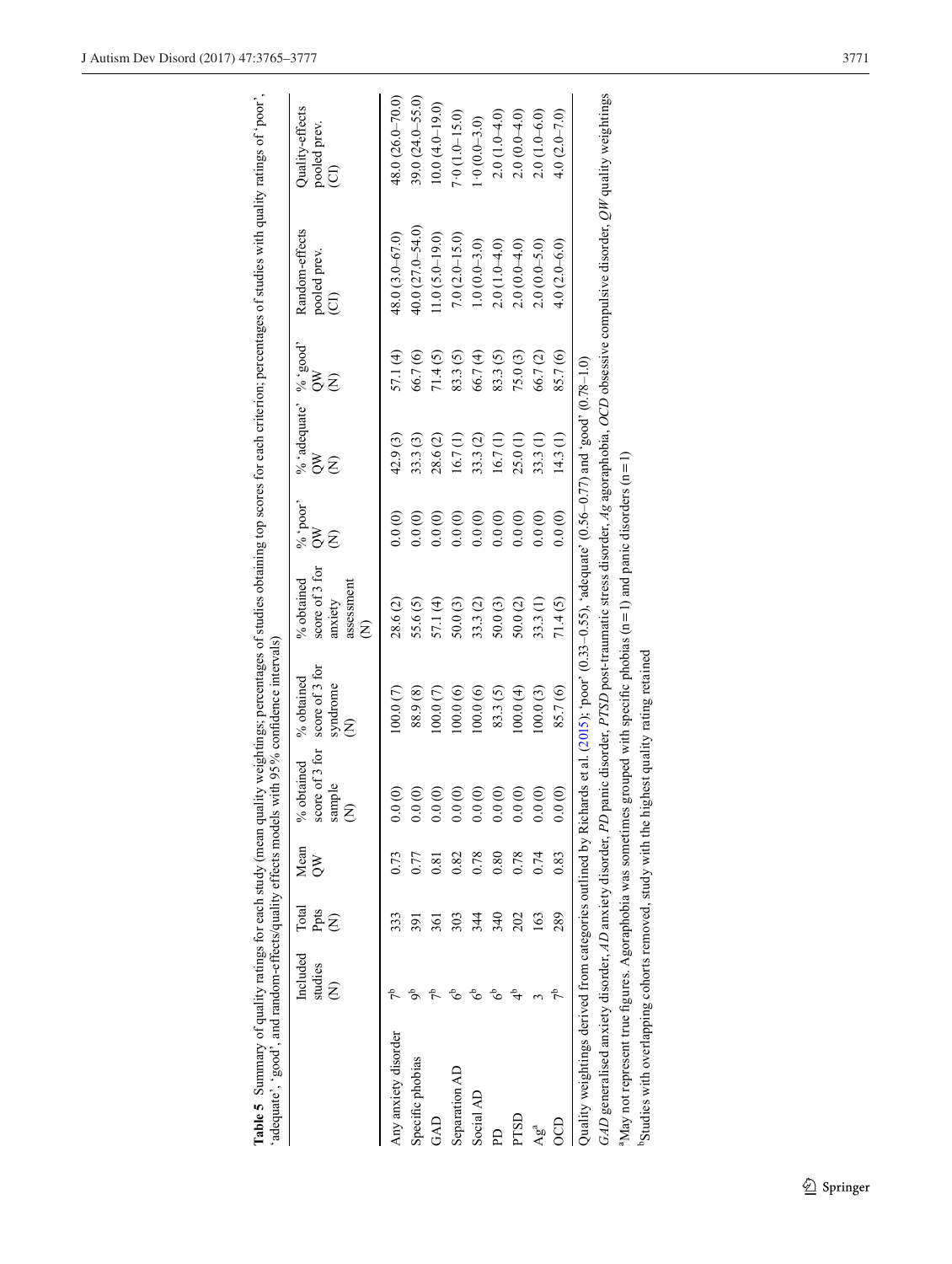**Table 5** Summary of quality ratings for each study (mean quality weightings; percentages of studies obtaining top scores for each criterion; percentages of studies with quality ratings of 'poor', 'adequate', 'good', and random-effects/quality effects models with 95% confidence intervals)

| | Included studies (N) | Total Ppts (N) | Mean QW | % obtained score of 3 for sample (N) | % obtained score of 3 for syndrome (N) | % obtained score of 3 for anxiety assessment (N) | % 'poor' QW (N) | % 'adequate' QW (N) | % 'good' QW (N) | Random-effects pooled prev. (CI) | Quality-effects pooled prev. (CI) |
|---|---|---|---|---|---|---|---|---|---|---|---|
| Any anxiety disorder | 7[b] | 333 | 0.73 | 0.0 (0) | 100.0 (7) | 28.6 (2) | 0.0 (0) | 42.9 (3) | 57.1 (4) | 48.0 (3.0–67.0) | 48.0 (26.0–70.0) |
| Specific phobias | 9[b] | 391 | 0.77 | 0.0 (0) | 88.9 (8) | 55.6 (5) | 0.0 (0) | 33.3 (3) | 66.7 (6) | 40.0 (27.0–54.0) | 39.0 (24.0–55.0) |
| GAD | 7[b] | 361 | 0.81 | 0.0 (0) | 100.0 (7) | 57.1 (4) | 0.0 (0) | 28.6 (2) | 71.4 (5) | 11.0 (5.0–19.0) | 10.0 (4.0–19.0) |
| Separation AD | 6[b] | 303 | 0.82 | 0.0 (0) | 100.0 (6) | 50.0 (3) | 0.0 (0) | 16.7 (1) | 83.3 (5) | 7.0 (2.0–15.0) | 7·0 (1.0–15.0) |
| Social AD | 6[b] | 344 | 0.78 | 0.0 (0) | 100.0 (6) | 33.3 (2) | 0.0 (0) | 33.3 (2) | 66.7 (4) | 1.0 (0.0–3.0) | 1·0 (0.0–3.0) |
| PD | 6[b] | 340 | 0.80 | 0.0 (0) | 83.3 (5) | 50.0 (3) | 0.0 (0) | 16.7 (1) | 83.3 (5) | 2.0 (1.0–4.0) | 2.0 (1.0–4.0) |
| PTSD | 4[b] | 202 | 0.78 | 0.0 (0) | 100.0 (4) | 50.0 (2) | 0.0 (0) | 25.0 (1) | 75.0 (3) | 2.0 (0.0–4.0) | 2.0 (0.0–4.0) |
| Ag[a] | 3 | 163 | 0.74 | 0.0 (0) | 100.0 (3) | 33.3 (1) | 0.0 (0) | 33.3 (1) | 66.7 (2) | 2.0 (0.0–5.0) | 2.0 (1.0–6.0) |
| OCD | 7[b] | 289 | 0.83 | 0.0 (0) | 85.7 (6) | 71.4 (5) | 0.0 (0) | 14.3 (1) | 85.7 (6) | 4.0 (2.0–6.0) | 4.0 (2.0–7.0) |

Quality weightings derived from categories outlined by Richards et al. (2015); 'poor' (0.33–0.55), 'adequate' (0.56–0.77) and 'good' (0.78–1.0)

*GAD* generalised anxiety disorder, *AD* anxiety disorder, *PD* panic disorder, *PTSD* post-traumatic stress disorder, *Ag* agoraphobia, *OCD* obsessive compulsive disorder, *QW* quality weightings

[a]May not represent true figures. Agoraphobia was sometimes grouped with specific phobias (n = 1) and panic disorders (n = 1)

[b]Studies with overlapping cohorts removed, study with the highest quality rating retained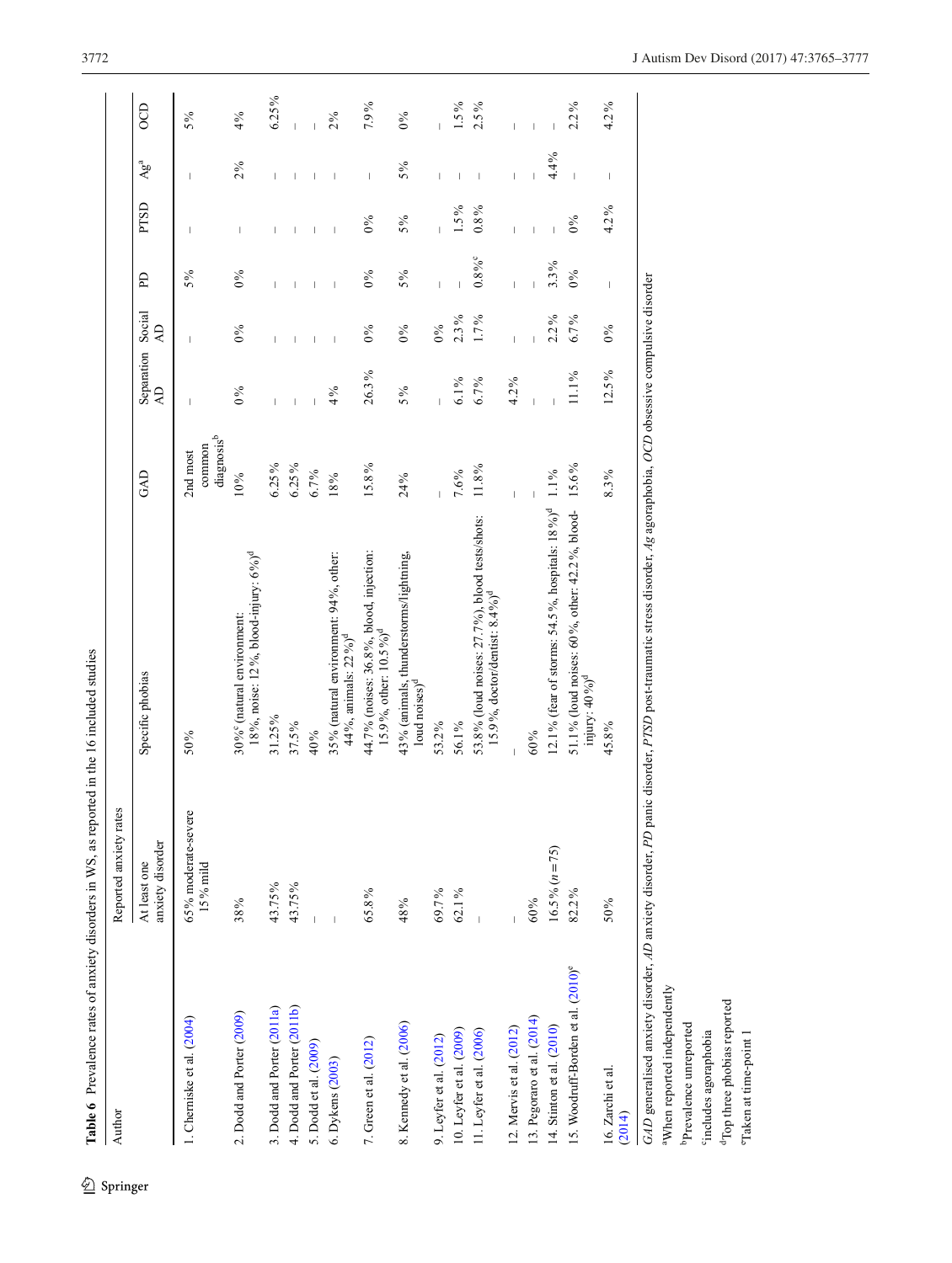**Table 6** Prevalence rates of anxiety disorders in WS, as reported in the 16 included studies

| Author | Reported anxiety rates | | | | | | | | |
|---|---|---|---|---|---|---|---|---|---|
| | At least one anxiety disorder | Specific phobias | GAD | Separation AD | Social AD | PD | PTSD | Ag[a] | OCD |
| 1. Cherniske et al. (2004) | 65% moderate-severe 15% mild | 50% | 2nd most common diagnosis[b] | – | – | 5% | – | – | 5% |
| 2. Dodd and Porter (2009) | 38% | 30%[c] (natural environment: 18%, noise: 12%, blood-injury: 6%)[d] | 10% | 0% | 0% | 0% | – | 2% | 4% |
| 3. Dodd and Porter (2011a) | 43.75% | 31.25% | 6.25% | – | – | – | – | – | 6.25% |
| 4. Dodd and Porter (2011b) | 43.75% | 37.5% | 6.25% | – | – | – | – | – | – |
| 5. Dodd et al. (2009) | – | 40% | 6.7% | – | – | – | – | – | – |
| 6. Dykens (2003) | – | 35% (natural environment: 94%, other: 44%, animals: 22%)[d] | 18% | 4% | – | – | – | – | 2% |
| 7. Green et al. (2012) | 65.8% | 44.7% (noises: 36.8%, blood, injection: 15.9%, other: 10.5%)[d] | 15.8% | 26.3% | 0% | 0% | 0% | – | 7.9% |
| 8. Kennedy et al. (2006) | 48% | 43% (animals, thunderstorms/lightning, loud noises)[d] | 24% | 5% | 0% | 5% | 5% | 5% | 0% |
| 9. Leyfer et al. (2012) | 69.7% | 53.2% | – | – | 0% | – | – | – | – |
| 10. Leyfer et al. (2009) | 62.1% | 56.1% | 7.6% | 6.1% | 2.3% | – | 1.5% | – | 1.5% |
| 11. Leyfer et al. (2006) | – | 53.8% (loud noises: 27.7%), blood tests/shots: 15.9%, doctor/dentist: 8.4%)[d] | 11.8% | 6.7% | 1.7% | 0.8%[c] | 0.8% | – | 2.5% |
| 12. Mervis et al. (2012) | – | – | – | 4.2% | – | – | – | – | – |
| 13. Pegoraro et al. (2014) | 60% | 60% | – | – | – | – | – | – | – |
| 14. Stinton et al. (2010) | 16.5% (n=75) | 12.1% (fear of storms: 54.5%, hospitals: 18%)[d] | 1.1% | – | 2.2% | 3.3% | – | 4.4% | – |
| 15. Woodruff-Borden et al. (2010)[e] | 82.2% | 51.1% (loud noises: 60%, other: 42.2%, blood-injury: 40%)[d] | 15.6% | 11.1% | 6.7% | 0% | 0% | – | 2.2% |
| 16. Zarchi et al. (2014) | 50% | 45.8% | 8.3% | 12.5% | 0% | – | 4.2% | – | 4.2% |

*GAD* generalised anxiety disorder, *AD* anxiety disorder, *PD* panic disorder, *PTSD* post-traumatic stress disorder, *Ag* agoraphobia, *OCD* obsessive compulsive disorder

[a]When reported independently

[b]Prevalence unreported

[c]includes agoraphobia

[d]Top three phobias reported

[e]Taken at time-point 1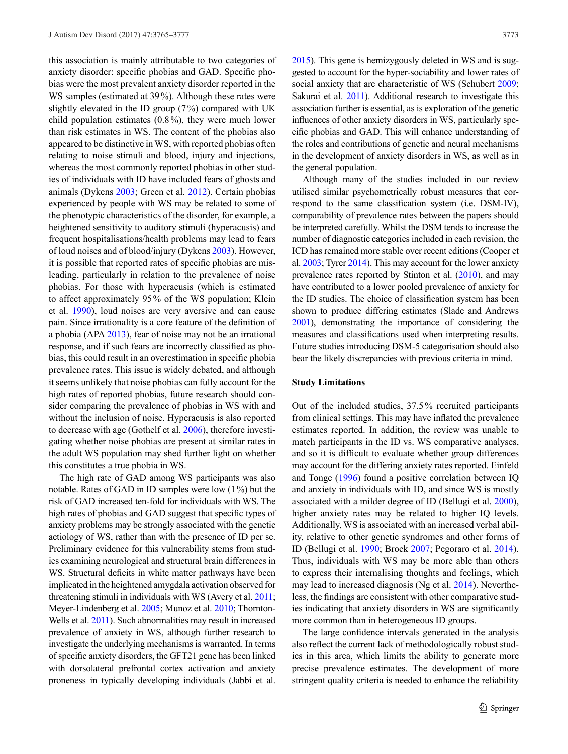this association is mainly attributable to two categories of anxiety disorder: specific phobias and GAD. Specific phobias were the most prevalent anxiety disorder reported in the WS samples (estimated at 39%). Although these rates were slightly elevated in the ID group (7%) compared with UK child population estimates (0.8%), they were much lower than risk estimates in WS. The content of the phobias also appeared to be distinctive in WS, with reported phobias often relating to noise stimuli and blood, injury and injections, whereas the most commonly reported phobias in other studies of individuals with ID have included fears of ghosts and animals (Dykens 2003; Green et al. 2012). Certain phobias experienced by people with WS may be related to some of the phenotypic characteristics of the disorder, for example, a heightened sensitivity to auditory stimuli (hyperacusis) and frequent hospitalisations/health problems may lead to fears of loud noises and of blood/injury (Dykens 2003). However, it is possible that reported rates of specific phobias are misleading, particularly in relation to the prevalence of noise phobias. For those with hyperacusis (which is estimated to affect approximately 95% of the WS population; Klein et al. 1990), loud noises are very aversive and can cause pain. Since irrationality is a core feature of the definition of a phobia (APA 2013), fear of noise may not be an irrational response, and if such fears are incorrectly classified as phobia, this could result in an overestimation in specific phobia prevalence rates. This issue is widely debated, and although it seems unlikely that noise phobias can fully account for the high rates of reported phobias, future research should consider comparing the prevalence of phobias in WS with and without the inclusion of noise. Hyperacusis is also reported to decrease with age (Gothelf et al. 2006), therefore investigating whether noise phobias are present at similar rates in the adult WS population may shed further light on whether this constitutes a true phobia in WS.

The high rate of GAD among WS participants was also notable. Rates of GAD in ID samples were low (1%) but the risk of GAD increased ten-fold for individuals with WS. The high rates of phobias and GAD suggest that specific types of anxiety problems may be strongly associated with the genetic aetiology of WS, rather than with the presence of ID per se. Preliminary evidence for this vulnerability stems from studies examining neurological and structural brain differences in WS. Structural deficits in white matter pathways have been implicated in the heightened amygdala activation observed for threatening stimuli in individuals with WS (Avery et al. 2011; Meyer-Lindenberg et al. 2005; Munoz et al. 2010; Thornton-Wells et al. 2011). Such abnormalities may result in increased prevalence of anxiety in WS, although further research to investigate the underlying mechanisms is warranted. In terms of specific anxiety disorders, the GFT21 gene has been linked with dorsolateral prefrontal cortex activation and anxiety proneness in typically developing individuals (Jabbi et al. 2015). This gene is hemizygously deleted in WS and is suggested to account for the hyper-sociability and lower rates of social anxiety that are characteristic of WS (Schubert 2009; Sakurai et al. 2011). Additional research to investigate this association further is essential, as is exploration of the genetic influences of other anxiety disorders in WS, particularly specific phobias and GAD. This will enhance understanding of the roles and contributions of genetic and neural mechanisms in the development of anxiety disorders in WS, as well as in the general population.

Although many of the studies included in our review utilised similar psychometrically robust measures that correspond to the same classification system (i.e. DSM-IV), comparability of prevalence rates between the papers should be interpreted carefully. Whilst the DSM tends to increase the number of diagnostic categories included in each revision, the ICD has remained more stable over recent editions (Cooper et al. 2003; Tyrer 2014). This may account for the lower anxiety prevalence rates reported by Stinton et al. (2010), and may have contributed to a lower pooled prevalence of anxiety for the ID studies. The choice of classification system has been shown to produce differing estimates (Slade and Andrews 2001), demonstrating the importance of considering the measures and classifications used when interpreting results. Future studies introducing DSM-5 categorisation should also bear the likely discrepancies with previous criteria in mind.

### Study Limitations

Out of the included studies, 37.5% recruited participants from clinical settings. This may have inflated the prevalence estimates reported. In addition, the review was unable to match participants in the ID vs. WS comparative analyses, and so it is difficult to evaluate whether group differences may account for the differing anxiety rates reported. Einfeld and Tonge (1996) found a positive correlation between IQ and anxiety in individuals with ID, and since WS is mostly associated with a milder degree of ID (Bellugi et al. 2000), higher anxiety rates may be related to higher IQ levels. Additionally, WS is associated with an increased verbal ability, relative to other genetic syndromes and other forms of ID (Bellugi et al. 1990; Brock 2007; Pegoraro et al. 2014). Thus, individuals with WS may be more able than others to express their internalising thoughts and feelings, which may lead to increased diagnosis (Ng et al. 2014). Nevertheless, the findings are consistent with other comparative studies indicating that anxiety disorders in WS are significantly more common than in heterogeneous ID groups.

The large confidence intervals generated in the analysis also reflect the current lack of methodologically robust studies in this area, which limits the ability to generate more precise prevalence estimates. The development of more stringent quality criteria is needed to enhance the reliability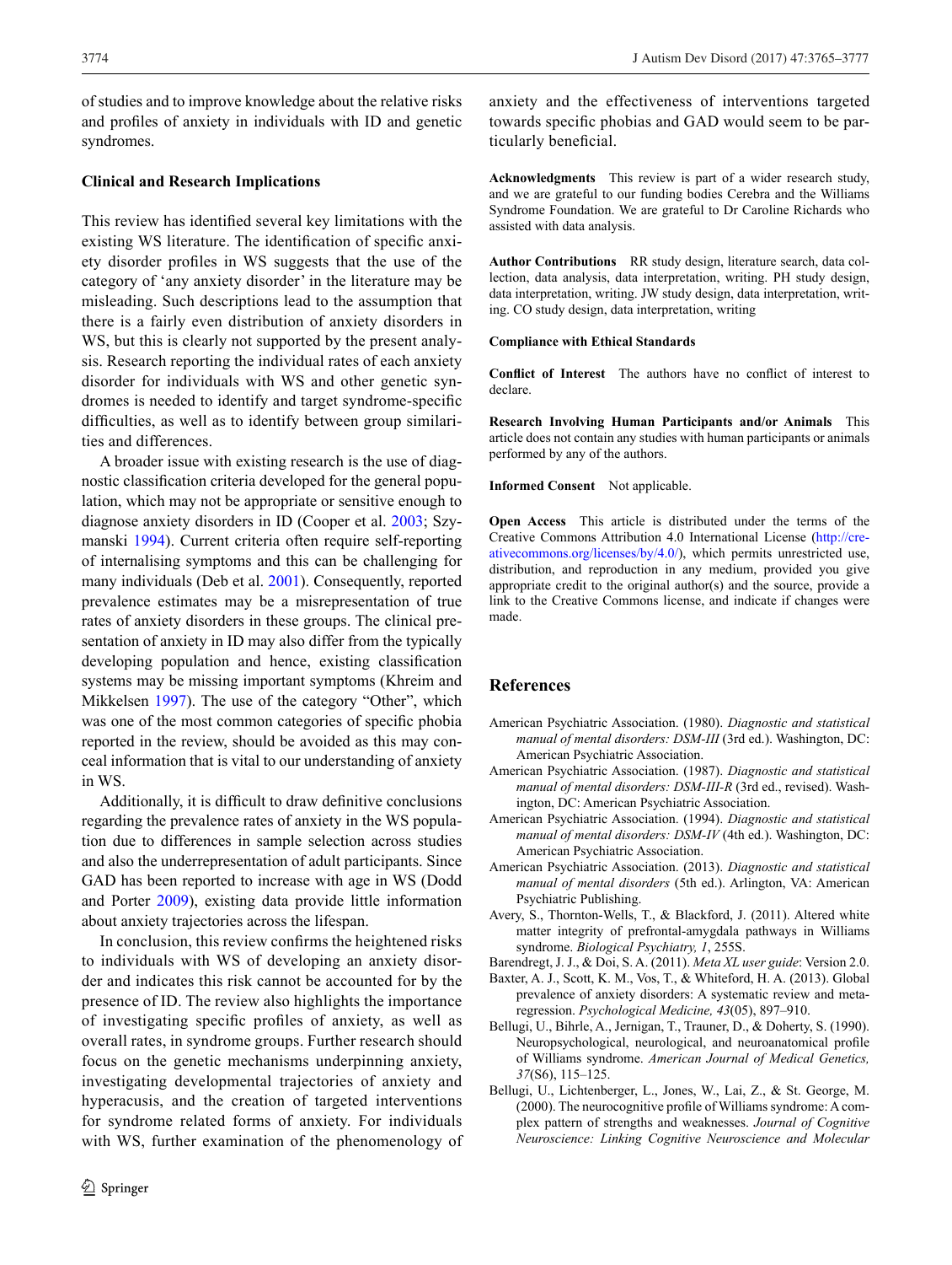of studies and to improve knowledge about the relative risks and profiles of anxiety in individuals with ID and genetic syndromes.

### Clinical and Research Implications

This review has identified several key limitations with the existing WS literature. The identification of specific anxiety disorder profiles in WS suggests that the use of the category of 'any anxiety disorder' in the literature may be misleading. Such descriptions lead to the assumption that there is a fairly even distribution of anxiety disorders in WS, but this is clearly not supported by the present analysis. Research reporting the individual rates of each anxiety disorder for individuals with WS and other genetic syndromes is needed to identify and target syndrome-specific difficulties, as well as to identify between group similarities and differences.

A broader issue with existing research is the use of diagnostic classification criteria developed for the general population, which may not be appropriate or sensitive enough to diagnose anxiety disorders in ID (Cooper et al. 2003; Szymanski 1994). Current criteria often require self-reporting of internalising symptoms and this can be challenging for many individuals (Deb et al. 2001). Consequently, reported prevalence estimates may be a misrepresentation of true rates of anxiety disorders in these groups. The clinical presentation of anxiety in ID may also differ from the typically developing population and hence, existing classification systems may be missing important symptoms (Khreim and Mikkelsen 1997). The use of the category "Other", which was one of the most common categories of specific phobia reported in the review, should be avoided as this may conceal information that is vital to our understanding of anxiety in WS.

Additionally, it is difficult to draw definitive conclusions regarding the prevalence rates of anxiety in the WS population due to differences in sample selection across studies and also the underrepresentation of adult participants. Since GAD has been reported to increase with age in WS (Dodd and Porter 2009), existing data provide little information about anxiety trajectories across the lifespan.

In conclusion, this review confirms the heightened risks to individuals with WS of developing an anxiety disorder and indicates this risk cannot be accounted for by the presence of ID. The review also highlights the importance of investigating specific profiles of anxiety, as well as overall rates, in syndrome groups. Further research should focus on the genetic mechanisms underpinning anxiety, investigating developmental trajectories of anxiety and hyperacusis, and the creation of targeted interventions for syndrome related forms of anxiety. For individuals with WS, further examination of the phenomenology of anxiety and the effectiveness of interventions targeted towards specific phobias and GAD would seem to be particularly beneficial.

**Acknowledgments** This review is part of a wider research study, and we are grateful to our funding bodies Cerebra and the Williams Syndrome Foundation. We are grateful to Dr Caroline Richards who assisted with data analysis.

**Author Contributions** RR study design, literature search, data collection, data analysis, data interpretation, writing. PH study design, data interpretation, writing. JW study design, data interpretation, writing. CO study design, data interpretation, writing

**Compliance with Ethical Standards**

**Conflict of Interest** The authors have no conflict of interest to declare.

**Research Involving Human Participants and/or Animals** This article does not contain any studies with human participants or animals performed by any of the authors.

**Informed Consent** Not applicable.

**Open Access** This article is distributed under the terms of the Creative Commons Attribution 4.0 International License (http://creativecommons.org/licenses/by/4.0/), which permits unrestricted use, distribution, and reproduction in any medium, provided you give appropriate credit to the original author(s) and the source, provide a link to the Creative Commons license, and indicate if changes were made.

## References

American Psychiatric Association. (1980). *Diagnostic and statistical manual of mental disorders: DSM-III* (3rd ed.). Washington, DC: American Psychiatric Association.

American Psychiatric Association. (1987). *Diagnostic and statistical manual of mental disorders: DSM-III-R* (3rd ed., revised). Washington, DC: American Psychiatric Association.

American Psychiatric Association. (1994). *Diagnostic and statistical manual of mental disorders: DSM-IV* (4th ed.). Washington, DC: American Psychiatric Association.

American Psychiatric Association. (2013). *Diagnostic and statistical manual of mental disorders* (5th ed.). Arlington, VA: American Psychiatric Publishing.

Avery, S., Thornton-Wells, T., & Blackford, J. (2011). Altered white matter integrity of prefrontal-amygdala pathways in Williams syndrome. *Biological Psychiatry, 1*, 255S.

Barendregt, J. J., & Doi, S. A. (2011). *Meta XL user guide*: Version 2.0.

Baxter, A. J., Scott, K. M., Vos, T., & Whiteford, H. A. (2013). Global prevalence of anxiety disorders: A systematic review and meta-regression. *Psychological Medicine, 43*(05), 897–910.

Bellugi, U., Bihrle, A., Jernigan, T., Trauner, D., & Doherty, S. (1990). Neuropsychological, neurological, and neuroanatomical profile of Williams syndrome. *American Journal of Medical Genetics, 37*(S6), 115–125.

Bellugi, U., Lichtenberger, L., Jones, W., Lai, Z., & St. George, M. (2000). The neurocognitive profile of Williams syndrome: A complex pattern of strengths and weaknesses. *Journal of Cognitive Neuroscience: Linking Cognitive Neuroscience and Molecular*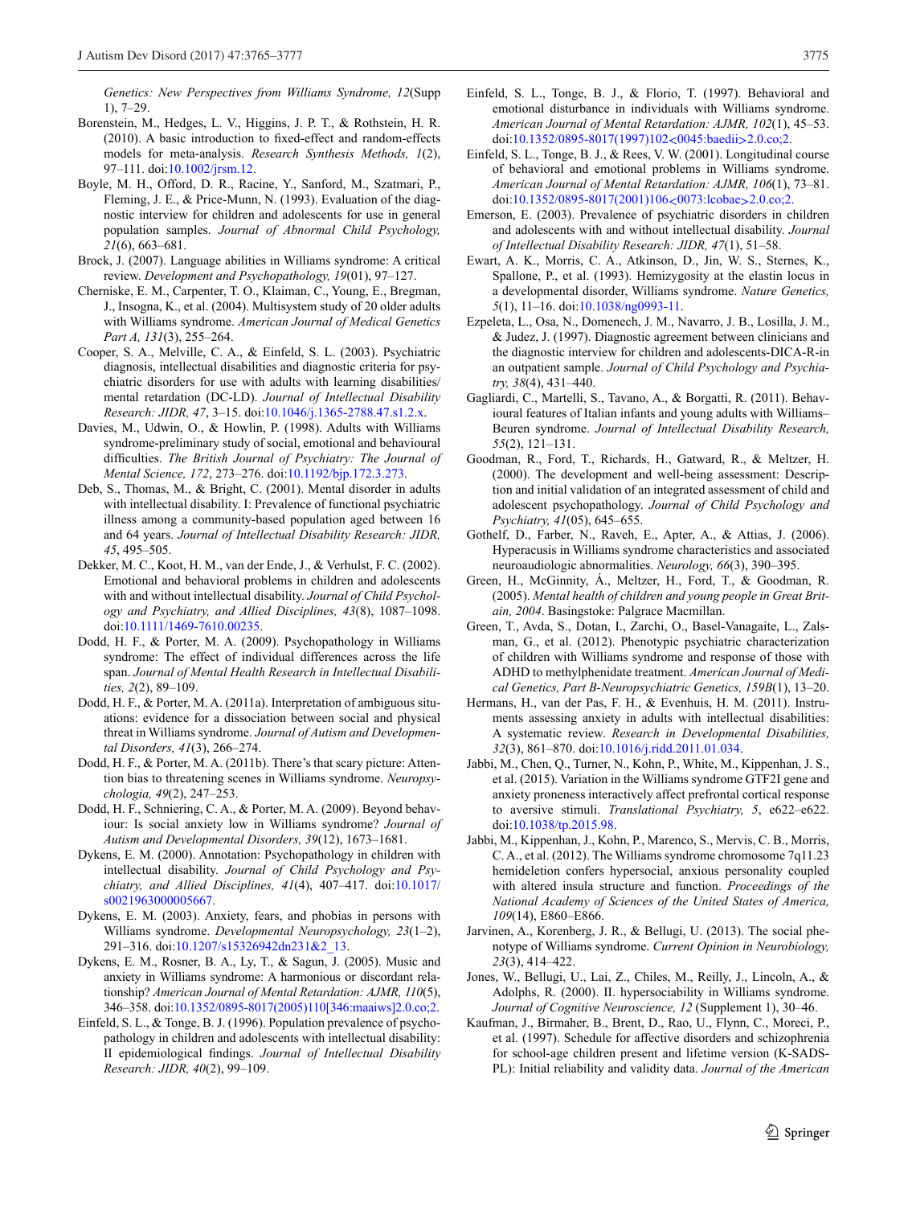*Genetics: New Perspectives from Williams Syndrome, 12*(Supp 1), 7–29.

Borenstein, M., Hedges, L. V., Higgins, J. P. T., & Rothstein, H. R. (2010). A basic introduction to fixed-effect and random-effects models for meta-analysis. *Research Synthesis Methods, 1*(2), 97–111. doi:10.1002/jrsm.12.

Boyle, M. H., Offord, D. R., Racine, Y., Sanford, M., Szatmari, P., Fleming, J. E., & Price-Munn, N. (1993). Evaluation of the diagnostic interview for children and adolescents for use in general population samples. *Journal of Abnormal Child Psychology, 21*(6), 663–681.

Brock, J. (2007). Language abilities in Williams syndrome: A critical review. *Development and Psychopathology, 19*(01), 97–127.

Cherniske, E. M., Carpenter, T. O., Klaiman, C., Young, E., Bregman, J., Insogna, K., et al. (2004). Multisystem study of 20 older adults with Williams syndrome. *American Journal of Medical Genetics Part A, 131*(3), 255–264.

Cooper, S. A., Melville, C. A., & Einfeld, S. L. (2003). Psychiatric diagnosis, intellectual disabilities and diagnostic criteria for psychiatric disorders for use with adults with learning disabilities/mental retardation (DC-LD). *Journal of Intellectual Disability Research: JIDR, 47*, 3–15. doi:10.1046/j.1365-2788.47.s1.2.x.

Davies, M., Udwin, O., & Howlin, P. (1998). Adults with Williams syndrome-preliminary study of social, emotional and behavioural difficulties. *The British Journal of Psychiatry: The Journal of Mental Science, 172*, 273–276. doi:10.1192/bjp.172.3.273.

Deb, S., Thomas, M., & Bright, C. (2001). Mental disorder in adults with intellectual disability. I: Prevalence of functional psychiatric illness among a community-based population aged between 16 and 64 years. *Journal of Intellectual Disability Research: JIDR, 45*, 495–505.

Dekker, M. C., Koot, H. M., van der Ende, J., & Verhulst, F. C. (2002). Emotional and behavioral problems in children and adolescents with and without intellectual disability. *Journal of Child Psychology and Psychiatry, and Allied Disciplines, 43*(8), 1087–1098. doi:10.1111/1469-7610.00235.

Dodd, H. F., & Porter, M. A. (2009). Psychopathology in Williams syndrome: The effect of individual differences across the life span. *Journal of Mental Health Research in Intellectual Disabilities, 2*(2), 89–109.

Dodd, H. F., & Porter, M. A. (2011a). Interpretation of ambiguous situations: evidence for a dissociation between social and physical threat in Williams syndrome. *Journal of Autism and Developmental Disorders, 41*(3), 266–274.

Dodd, H. F., & Porter, M. A. (2011b). There's that scary picture: Attention bias to threatening scenes in Williams syndrome. *Neuropsychologia, 49*(2), 247–253.

Dodd, H. F., Schniering, C. A., & Porter, M. A. (2009). Beyond behaviour: Is social anxiety low in Williams syndrome? *Journal of Autism and Developmental Disorders, 39*(12), 1673–1681.

Dykens, E. M. (2000). Annotation: Psychopathology in children with intellectual disability. *Journal of Child Psychology and Psychiatry, and Allied Disciplines, 41*(4), 407–417. doi:10.1017/s0021963000005667.

Dykens, E. M. (2003). Anxiety, fears, and phobias in persons with Williams syndrome. *Developmental Neuropsychology, 23*(1–2), 291–316. doi:10.1207/s15326942dn231&2_13.

Dykens, E. M., Rosner, B. A., Ly, T., & Sagun, J. (2005). Music and anxiety in Williams syndrome: A harmonious or discordant relationship? *American Journal of Mental Retardation: AJMR, 110*(5), 346–358. doi:10.1352/0895-8017(2005)110[346:maaiws]2.0.co;2.

Einfeld, S. L., & Tonge, B. J. (1996). Population prevalence of psychopathology in children and adolescents with intellectual disability: II epidemiological findings. *Journal of Intellectual Disability Research: JIDR, 40*(2), 99–109.

Einfeld, S. L., Tonge, B. J., & Florio, T. (1997). Behavioral and emotional disturbance in individuals with Williams syndrome. *American Journal of Mental Retardation: AJMR, 102*(1), 45–53. doi:10.1352/0895-8017(1997)102<0045:baedii>2.0.co;2.

Einfeld, S. L., Tonge, B. J., & Rees, V. W. (2001). Longitudinal course of behavioral and emotional problems in Williams syndrome. *American Journal of Mental Retardation: AJMR, 106*(1), 73–81. doi:10.1352/0895-8017(2001)106<0073:lcobae>2.0.co;2.

Emerson, E. (2003). Prevalence of psychiatric disorders in children and adolescents with and without intellectual disability. *Journal of Intellectual Disability Research: JIDR, 47*(1), 51–58.

Ewart, A. K., Morris, C. A., Atkinson, D., Jin, W. S., Sternes, K., Spallone, P., et al. (1993). Hemizygosity at the elastin locus in a developmental disorder, Williams syndrome. *Nature Genetics, 5*(1), 11–16. doi:10.1038/ng0993-11.

Ezpeleta, L., Osa, N., Domenech, J. M., Navarro, J. B., Losilla, J. M., & Judez, J. (1997). Diagnostic agreement between clinicians and the diagnostic interview for children and adolescents-DICA-R-in an outpatient sample. *Journal of Child Psychology and Psychiatry, 38*(4), 431–440.

Gagliardi, C., Martelli, S., Tavano, A., & Borgatti, R. (2011). Behavioural features of Italian infants and young adults with Williams–Beuren syndrome. *Journal of Intellectual Disability Research, 55*(2), 121–131.

Goodman, R., Ford, T., Richards, H., Gatward, R., & Meltzer, H. (2000). The development and well-being assessment: Description and initial validation of an integrated assessment of child and adolescent psychopathology. *Journal of Child Psychology and Psychiatry, 41*(05), 645–655.

Gothelf, D., Farber, N., Raveh, E., Apter, A., & Attias, J. (2006). Hyperacusis in Williams syndrome characteristics and associated neuroaudiologic abnormalities. *Neurology, 66*(3), 390–395.

Green, H., McGinnity, Á., Meltzer, H., Ford, T., & Goodman, R. (2005). *Mental health of children and young people in Great Britain, 2004*. Basingstoke: Palgrace Macmillan.

Green, T., Avda, S., Dotan, I., Zarchi, O., Basel-Vanagaite, L., Zalsman, G., et al. (2012). Phenotypic psychiatric characterization of children with Williams syndrome and response of those with ADHD to methylphenidate treatment. *American Journal of Medical Genetics, Part B-Neuropsychiatric Genetics, 159B*(1), 13–20.

Hermans, H., van der Pas, F. H., & Evenhuis, H. M. (2011). Instruments assessing anxiety in adults with intellectual disabilities: A systematic review. *Research in Developmental Disabilities, 32*(3), 861–870. doi:10.1016/j.ridd.2011.01.034.

Jabbi, M., Chen, Q., Turner, N., Kohn, P., White, M., Kippenhan, J. S., et al. (2015). Variation in the Williams syndrome GTF2I gene and anxiety proneness interactively affect prefrontal cortical response to aversive stimuli. *Translational Psychiatry, 5*, e622–e622. doi:10.1038/tp.2015.98.

Jabbi, M., Kippenhan, J., Kohn, P., Marenco, S., Mervis, C. B., Morris, C. A., et al. (2012). The Williams syndrome chromosome 7q11.23 hemideletion confers hypersocial, anxious personality coupled with altered insula structure and function. *Proceedings of the National Academy of Sciences of the United States of America, 109*(14), E860–E866.

Jarvinen, A., Korenberg, J. R., & Bellugi, U. (2013). The social phenotype of Williams syndrome. *Current Opinion in Neurobiology, 23*(3), 414–422.

Jones, W., Bellugi, U., Lai, Z., Chiles, M., Reilly, J., Lincoln, A., & Adolphs, R. (2000). II. hypersociability in Williams syndrome. *Journal of Cognitive Neuroscience, 12* (Supplement 1), 30–46.

Kaufman, J., Birmaher, B., Brent, D., Rao, U., Flynn, C., Moreci, P., et al. (1997). Schedule for affective disorders and schizophrenia for school-age children present and lifetime version (K-SADS-PL): Initial reliability and validity data. *Journal of the American*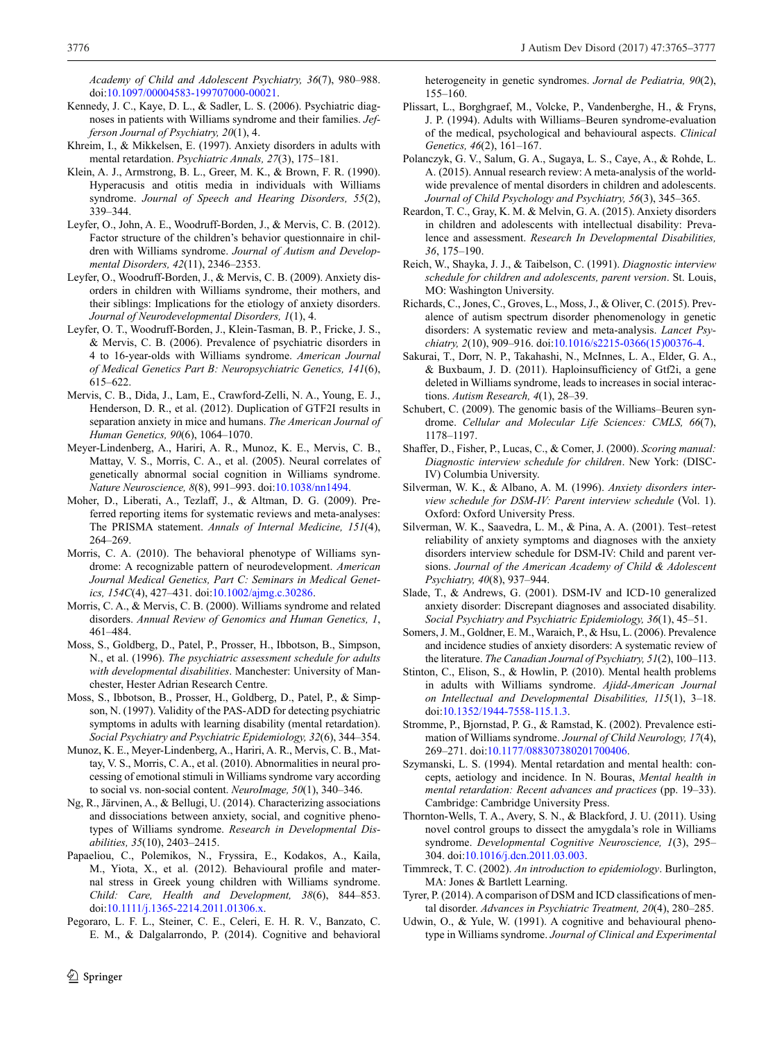*Academy of Child and Adolescent Psychiatry, 36*(7), 980–988. doi:10.1097/00004583-199707000-00021.

Kennedy, J. C., Kaye, D. L., & Sadler, L. S. (2006). Psychiatric diagnoses in patients with Williams syndrome and their families. *Jefferson Journal of Psychiatry, 20*(1), 4.

Khreim, I., & Mikkelsen, E. (1997). Anxiety disorders in adults with mental retardation. *Psychiatric Annals, 27*(3), 175–181.

Klein, A. J., Armstrong, B. L., Greer, M. K., & Brown, F. R. (1990). Hyperacusis and otitis media in individuals with Williams syndrome. *Journal of Speech and Hearing Disorders, 55*(2), 339–344.

Leyfer, O., John, A. E., Woodruff-Borden, J., & Mervis, C. B. (2012). Factor structure of the children's behavior questionnaire in children with Williams syndrome. *Journal of Autism and Developmental Disorders, 42*(11), 2346–2353.

Leyfer, O., Woodruff-Borden, J., & Mervis, C. B. (2009). Anxiety disorders in children with Williams syndrome, their mothers, and their siblings: Implications for the etiology of anxiety disorders. *Journal of Neurodevelopmental Disorders, 1*(1), 4.

Leyfer, O. T., Woodruff-Borden, J., Klein-Tasman, B. P., Fricke, J. S., & Mervis, C. B. (2006). Prevalence of psychiatric disorders in 4 to 16-year-olds with Williams syndrome. *American Journal of Medical Genetics Part B: Neuropsychiatric Genetics, 141*(6), 615–622.

Mervis, C. B., Dida, J., Lam, E., Crawford-Zelli, N. A., Young, E. J., Henderson, D. R., et al. (2012). Duplication of GTF2I results in separation anxiety in mice and humans. *The American Journal of Human Genetics, 90*(6), 1064–1070.

Meyer-Lindenberg, A., Hariri, A. R., Munoz, K. E., Mervis, C. B., Mattay, V. S., Morris, C. A., et al. (2005). Neural correlates of genetically abnormal social cognition in Williams syndrome. *Nature Neuroscience, 8*(8), 991–993. doi:10.1038/nn1494.

Moher, D., Liberati, A., Tezlaff, J., & Altman, D. G. (2009). Preferred reporting items for systematic reviews and meta-analyses: The PRISMA statement. *Annals of Internal Medicine, 151*(4), 264–269.

Morris, C. A. (2010). The behavioral phenotype of Williams syndrome: A recognizable pattern of neurodevelopment. *American Journal Medical Genetics, Part C: Seminars in Medical Genetics, 154C*(4), 427–431. doi:10.1002/ajmg.c.30286.

Morris, C. A., & Mervis, C. B. (2000). Williams syndrome and related disorders. *Annual Review of Genomics and Human Genetics, 1*, 461–484.

Moss, S., Goldberg, D., Patel, P., Prosser, H., Ibbotson, B., Simpson, N., et al. (1996). *The psychiatric assessment schedule for adults with developmental disabilities*. Manchester: University of Manchester, Hester Adrian Research Centre.

Moss, S., Ibbotson, B., Prosser, H., Goldberg, D., Patel, P., & Simpson, N. (1997). Validity of the PAS-ADD for detecting psychiatric symptoms in adults with learning disability (mental retardation). *Social Psychiatry and Psychiatric Epidemiology, 32*(6), 344–354.

Munoz, K. E., Meyer-Lindenberg, A., Hariri, A. R., Mervis, C. B., Mattay, V. S., Morris, C. A., et al. (2010). Abnormalities in neural processing of emotional stimuli in Williams syndrome vary according to social vs. non-social content. *NeuroImage, 50*(1), 340–346.

Ng, R., Järvinen, A., & Bellugi, U. (2014). Characterizing associations and dissociations between anxiety, social, and cognitive phenotypes of Williams syndrome. *Research in Developmental Disabilities, 35*(10), 2403–2415.

Papaeliou, C., Polemikos, N., Fryssira, E., Kodakos, A., Kaila, M., Yiota, X., et al. (2012). Behavioural profile and maternal stress in Greek young children with Williams syndrome. *Child: Care, Health and Development, 38*(6), 844–853. doi:10.1111/j.1365-2214.2011.01306.x.

Pegoraro, L. F. L., Steiner, C. E., Celeri, E. H. R. V., Banzato, C. E. M., & Dalgalarrondo, P. (2014). Cognitive and behavioral heterogeneity in genetic syndromes. *Jornal de Pediatria, 90*(2), 155–160.

Plissart, L., Borghgraef, M., Volcke, P., Vandenberghe, H., & Fryns, J. P. (1994). Adults with Williams–Beuren syndrome-evaluation of the medical, psychological and behavioural aspects. *Clinical Genetics, 46*(2), 161–167.

Polanczyk, G. V., Salum, G. A., Sugaya, L. S., Caye, A., & Rohde, L. A. (2015). Annual research review: A meta-analysis of the worldwide prevalence of mental disorders in children and adolescents. *Journal of Child Psychology and Psychiatry, 56*(3), 345–365.

Reardon, T. C., Gray, K. M. & Melvin, G. A. (2015). Anxiety disorders in children and adolescents with intellectual disability: Prevalence and assessment. *Research In Developmental Disabilities, 36*, 175–190.

Reich, W., Shayka, J. J., & Taibelson, C. (1991). *Diagnostic interview schedule for children and adolescents, parent version*. St. Louis, MO: Washington University.

Richards, C., Jones, C., Groves, L., Moss, J., & Oliver, C. (2015). Prevalence of autism spectrum disorder phenomenology in genetic disorders: A systematic review and meta-analysis. *Lancet Psychiatry, 2*(10), 909–916. doi:10.1016/s2215-0366(15)00376-4.

Sakurai, T., Dorr, N. P., Takahashi, N., McInnes, L. A., Elder, G. A., & Buxbaum, J. D. (2011). Haploinsufficiency of Gtf2i, a gene deleted in Williams syndrome, leads to increases in social interactions. *Autism Research, 4*(1), 28–39.

Schubert, C. (2009). The genomic basis of the Williams–Beuren syndrome. *Cellular and Molecular Life Sciences: CMLS, 66*(7), 1178–1197.

Shaffer, D., Fisher, P., Lucas, C., & Comer, J. (2000). *Scoring manual: Diagnostic interview schedule for children*. New York: (DISC-IV) Columbia University.

Silverman, W. K., & Albano, A. M. (1996). *Anxiety disorders interview schedule for DSM-IV: Parent interview schedule* (Vol. 1). Oxford: Oxford University Press.

Silverman, W. K., Saavedra, L. M., & Pina, A. A. (2001). Test–retest reliability of anxiety symptoms and diagnoses with the anxiety disorders interview schedule for DSM-IV: Child and parent versions. *Journal of the American Academy of Child & Adolescent Psychiatry, 40*(8), 937–944.

Slade, T., & Andrews, G. (2001). DSM-IV and ICD-10 generalized anxiety disorder: Discrepant diagnoses and associated disability. *Social Psychiatry and Psychiatric Epidemiology, 36*(1), 45–51.

Somers, J. M., Goldner, E. M., Waraich, P., & Hsu, L. (2006). Prevalence and incidence studies of anxiety disorders: A systematic review of the literature. *The Canadian Journal of Psychiatry, 51*(2), 100–113.

Stinton, C., Elison, S., & Howlin, P. (2010). Mental health problems in adults with Williams syndrome. *Ajidd-American Journal on Intellectual and Developmental Disabilities, 115*(1), 3–18. doi:10.1352/1944-7558-115.1.3.

Stromme, P., Bjornstad, P. G., & Ramstad, K. (2002). Prevalence estimation of Williams syndrome. *Journal of Child Neurology, 17*(4), 269–271. doi:10.1177/088307380201700406.

Szymanski, L. S. (1994). Mental retardation and mental health: concepts, aetiology and incidence. In N. Bouras, *Mental health in mental retardation: Recent advances and practices* (pp. 19–33). Cambridge: Cambridge University Press.

Thornton-Wells, T. A., Avery, S. N., & Blackford, J. U. (2011). Using novel control groups to dissect the amygdala's role in Williams syndrome. *Developmental Cognitive Neuroscience, 1*(3), 295–304. doi:10.1016/j.dcn.2011.03.003.

Timmreck, T. C. (2002). *An introduction to epidemiology*. Burlington, MA: Jones & Bartlett Learning.

Tyrer, P. (2014). A comparison of DSM and ICD classifications of mental disorder. *Advances in Psychiatric Treatment, 20*(4), 280–285.

Udwin, O., & Yule, W. (1991). A cognitive and behavioural phenotype in Williams syndrome. *Journal of Clinical and Experimental*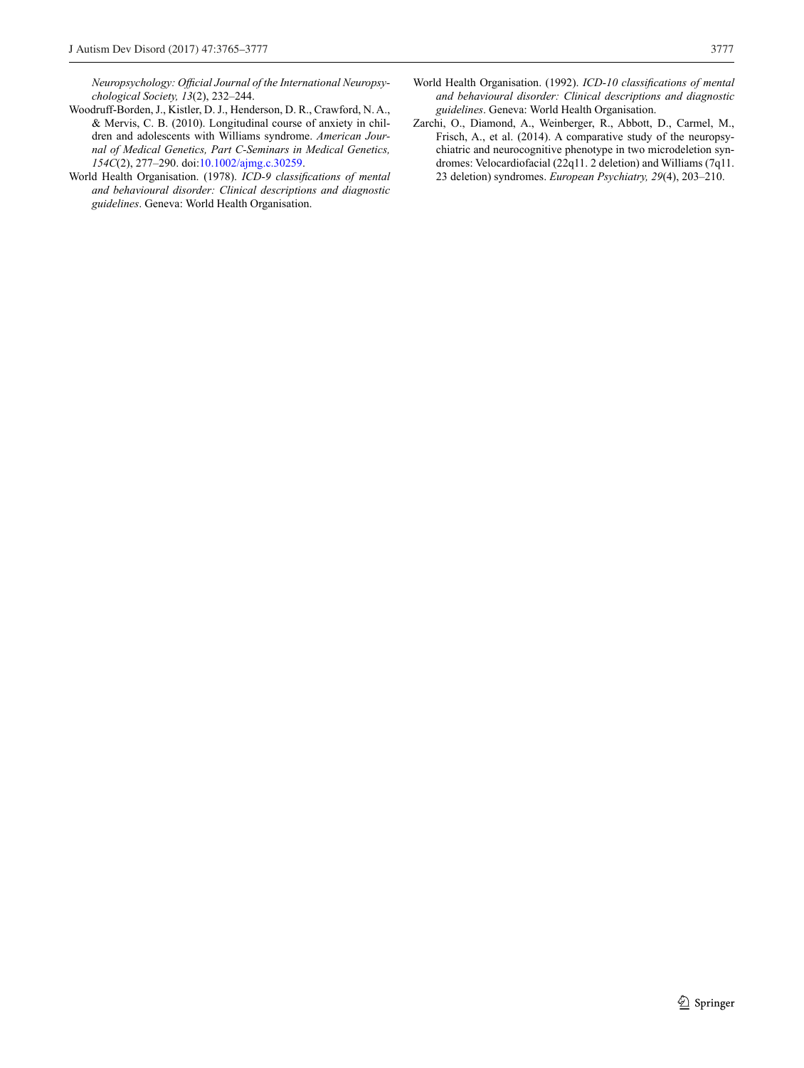*Neuropsychology: Official Journal of the International Neuropsychological Society, 13*(2), 232–244.

Woodruff-Borden, J., Kistler, D. J., Henderson, D. R., Crawford, N. A., & Mervis, C. B. (2010). Longitudinal course of anxiety in children and adolescents with Williams syndrome. *American Journal of Medical Genetics, Part C-Seminars in Medical Genetics, 154C*(2), 277–290. doi:10.1002/ajmg.c.30259.

World Health Organisation. (1978). *ICD-9 classifications of mental and behavioural disorder: Clinical descriptions and diagnostic guidelines*. Geneva: World Health Organisation.

World Health Organisation. (1992). *ICD-10 classifications of mental and behavioural disorder: Clinical descriptions and diagnostic guidelines*. Geneva: World Health Organisation.

Zarchi, O., Diamond, A., Weinberger, R., Abbott, D., Carmel, M., Frisch, A., et al. (2014). A comparative study of the neuropsychiatric and neurocognitive phenotype in two microdeletion syndromes: Velocardiofacial (22q11. 2 deletion) and Williams (7q11. 23 deletion) syndromes. *European Psychiatry, 29*(4), 203–210.